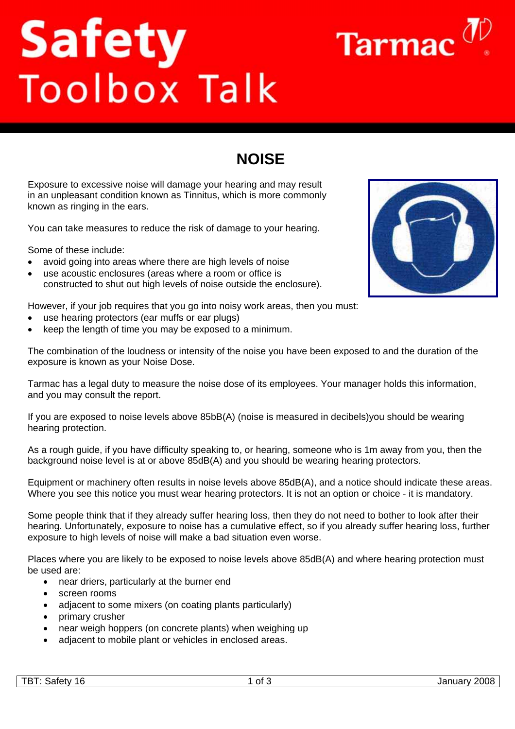# Safety Toolbox Talk

Tarmac

## NOISE

Exposure to excessive noise will damage your hearing and may result in an unpleasant condition known as Tinnitus, which is more commonly known as ringing in the ears.

You can take measures to reduce the risk of damage to your hearing.

Some of these include:

- avoid going into areas where there are high levels of noise
- use acoustic enclosures (areas where a room or office is constructed to shut out high levels of noise outside the enclosure).

However, if your job requires that you go into noisy work areas, then you must:

- use hearing protectors (ear muffs or ear plugs)
- keep the length of time you may be exposed to a minimum.

The combination of the loudness or intensity of the noise you have been exposed to and the duration of the exposure is known as your Noise Dose.

Tarmac has a legal duty to measure the noise dose of its employees. Your manager holds this information, and you may consult the report.

If you are exposed to noise levels above 85bB(A) (noise is measured in decibels)you should be wearing hearing protection.

As a rough guide, if you have difficulty speaking to, or hearing, someone who is 1m away from you, then the background noise level is at or above 85dB(A) and you should be wearing hearing protectors.

Equipment or machinery often results in noise levels above 85dB(A), and a notice should indicate these areas. Where you see this notice you must wear hearing protectors. It is not an option or choice - it is mandatory.

Some people think that if they already suffer hearing loss, then they do not need to bother to look after their hearing. Unfortunately, exposure to noise has a cumulative effect, so if you already suffer hearing loss, further exposure to high levels of noise will make a bad situation even worse.

Places where you are likely to be exposed to noise levels above 85dB(A) and where hearing protection must be used are:

- near driers, particularly at the burner end
- screen rooms
- adjacent to some mixers (on coating plants particularly)
- primary crusher
- near weigh hoppers (on concrete plants) when weighing up
- adjacent to mobile plant or vehicles in enclosed areas.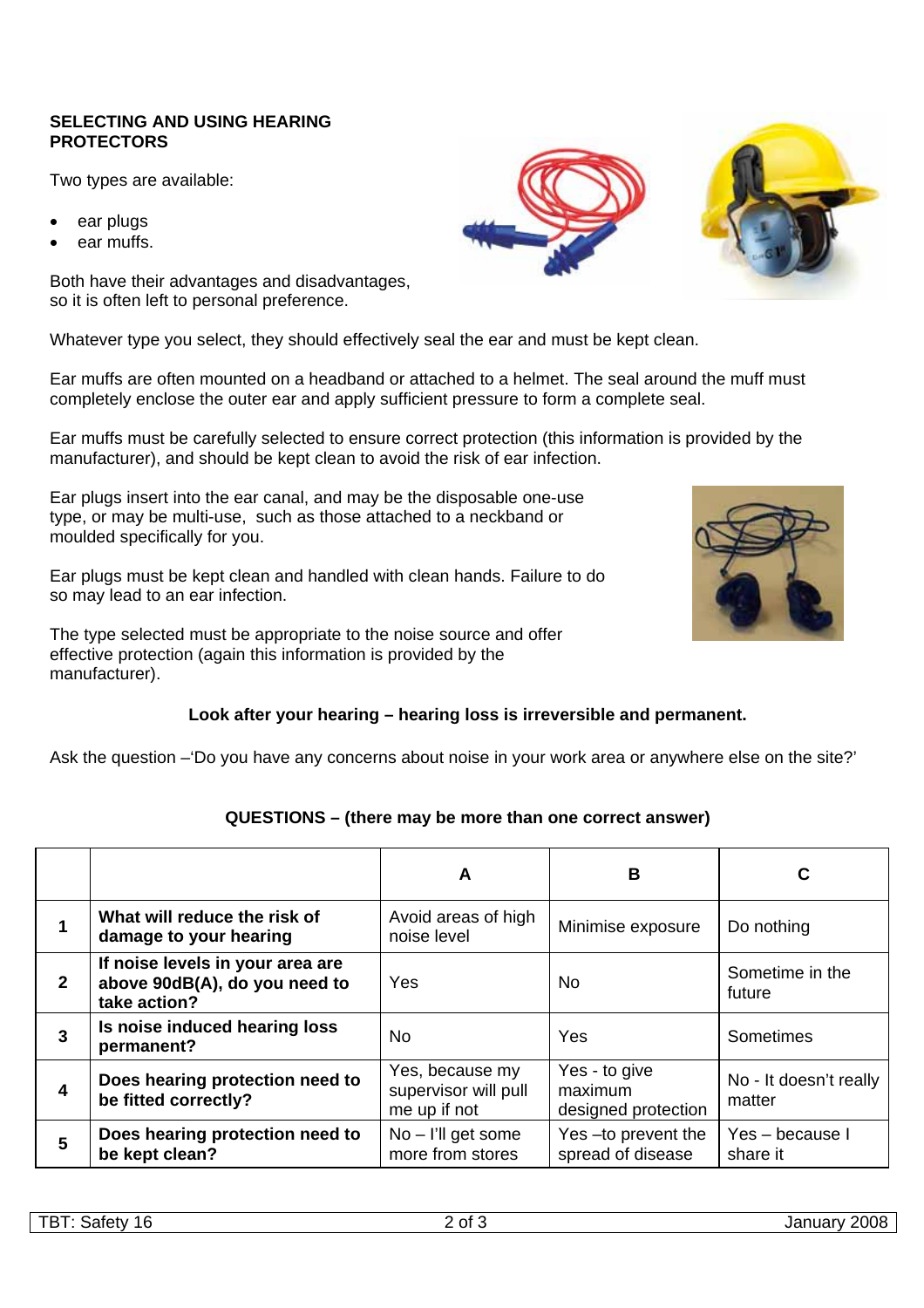## SELECTING AND USING HEARING PROTECTORS

Two types are available:

- ear plugs
- ear muffs.

Both have their advantages and disadvantages, so it is often left to personal preference.

Whatever type you select, they should effectively seal the ear and must be kept clean.

Ear muffs are often mounted on a headband or attached to a helmet. The seal around the muff must completely enclose the outer ear and apply sufficient pressure to form a complete seal.

Ear muffs must be carefully selected to ensure correct protection (this information is provided by the manufacturer), and should be kept clean to avoid the risk of ear infection.

Ear plugs insert into the ear canal, and may be the disposable one-use type, or may be multi-use, such as those attached to a neckband or moulded specifically for you.

Ear plugs must be kept clean and handled with clean hands. Failure to do so may lead to an ear infection.

The type selected must be appropriate to the noise source and offer effective protection (again this information is provided by the manufacturer).

**Look after your hearing – hearing loss is irreversible and permanent.**

Ask the question –'Do you have any concerns about noise in your work area or anywhere else on the site?'

**QUESTIONS – (there may be more than one correct answer)**

| | | A | B | C |
|---|---|---|---|---|
| **1** | **What will reduce the risk of damage to your hearing** | Avoid areas of high noise level | Minimise exposure | Do nothing |
| **2** | **If noise levels in your area are above 90dB(A), do you need to take action?** | Yes | No | Sometime in the future |
| **3** | **Is noise induced hearing loss permanent?** | No | Yes | Sometimes |
| **4** | **Does hearing protection need to be fitted correctly?** | Yes, because my supervisor will pull me up if not | Yes - to give maximum designed protection | No - It doesn't really matter |
| **5** | **Does hearing protection need to be kept clean?** | No – I'll get some more from stores | Yes –to prevent the spread of disease | Yes – because I share it |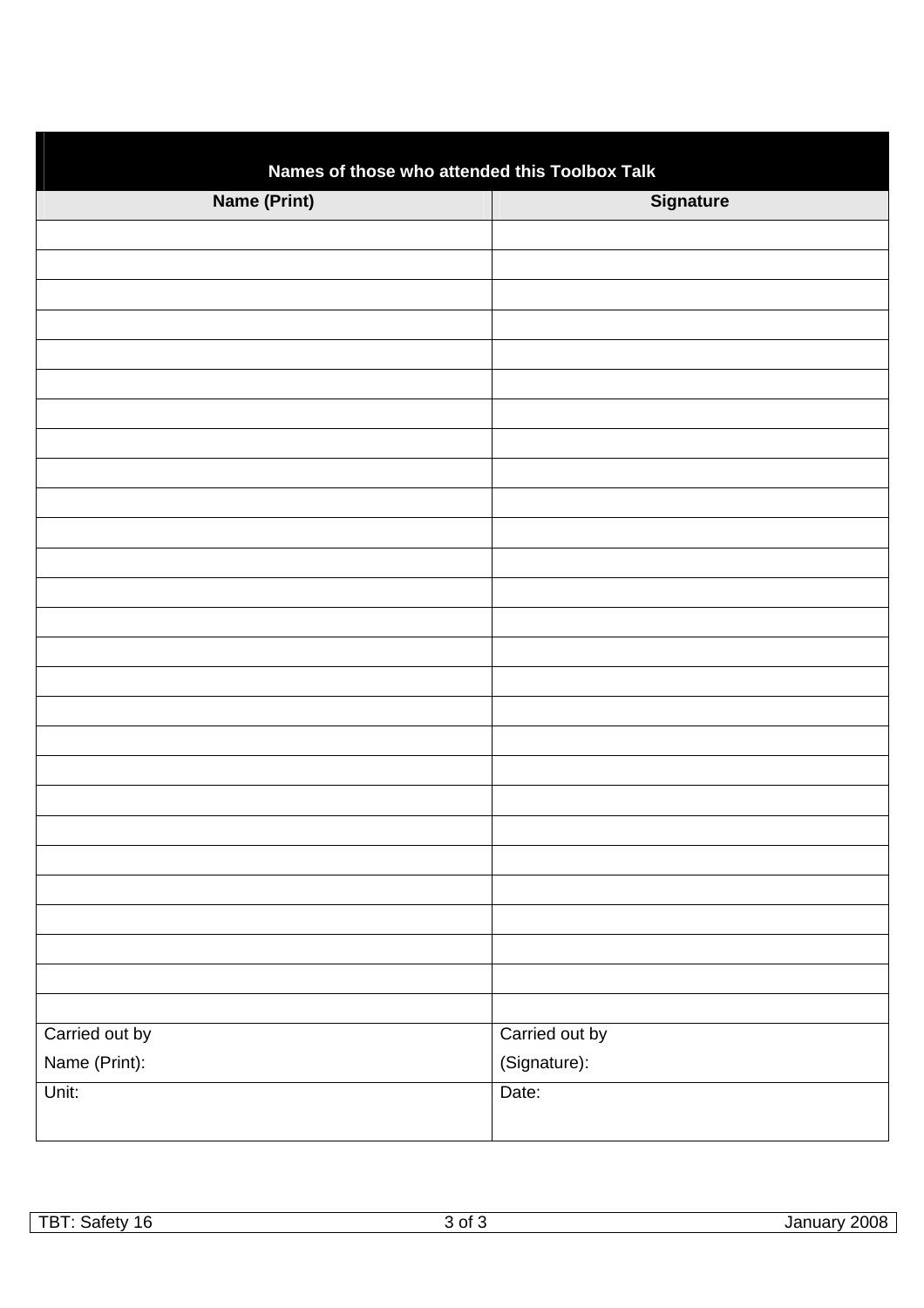| Names of those who attended this Toolbox Talk | |
|---|---|
| **Name (Print)** | **Signature** |
| | |
| | |
| | |
| | |
| | |
| | |
| | |
| | |
| | |
| | |
| | |
| | |
| | |
| | |
| | |
| | |
| | |
| | |
| | |
| | |
| | |
| | |
| | |
| | |
| | |
| | |
| | |
| Carried out by Name (Print): | Carried out by (Signature): |
| Unit: | Date: |